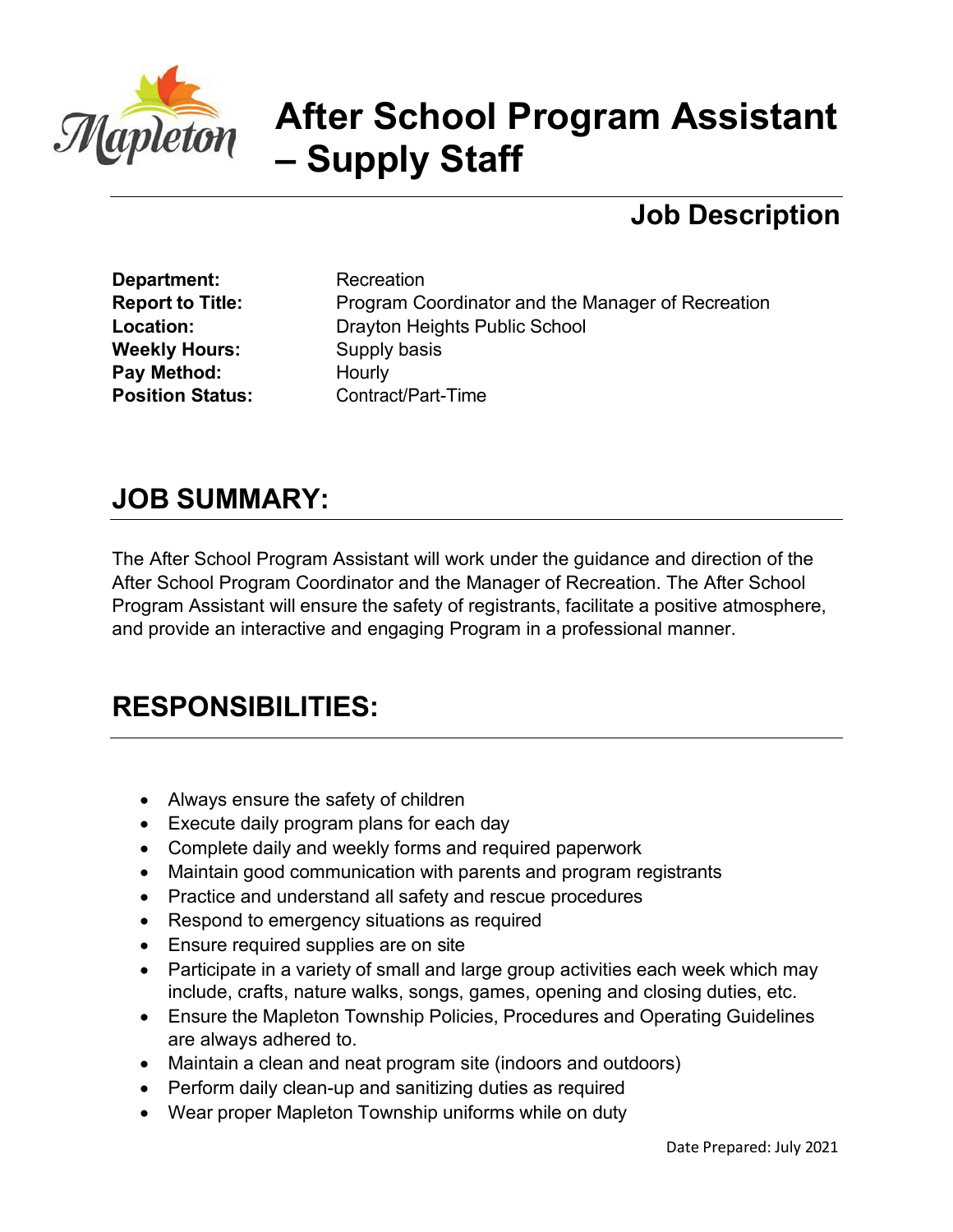# After School Program Assistant – Supply Staff

## Job Description

**Department:** Recreation
**Report to Title:** Program Coordinator and the Manager of Recreation
**Location:** Drayton Heights Public School
**Weekly Hours:** Supply basis
**Pay Method:** Hourly
**Position Status:** Contract/Part-Time

## JOB SUMMARY:

The After School Program Assistant will work under the guidance and direction of the After School Program Coordinator and the Manager of Recreation. The After School Program Assistant will ensure the safety of registrants, facilitate a positive atmosphere, and provide an interactive and engaging Program in a professional manner.

## RESPONSIBILITIES:

- Always ensure the safety of children
- Execute daily program plans for each day
- Complete daily and weekly forms and required paperwork
- Maintain good communication with parents and program registrants
- Practice and understand all safety and rescue procedures
- Respond to emergency situations as required
- Ensure required supplies are on site
- Participate in a variety of small and large group activities each week which may include, crafts, nature walks, songs, games, opening and closing duties, etc.
- Ensure the Mapleton Township Policies, Procedures and Operating Guidelines are always adhered to.
- Maintain a clean and neat program site (indoors and outdoors)
- Perform daily clean-up and sanitizing duties as required
- Wear proper Mapleton Township uniforms while on duty

Date Prepared: July 2021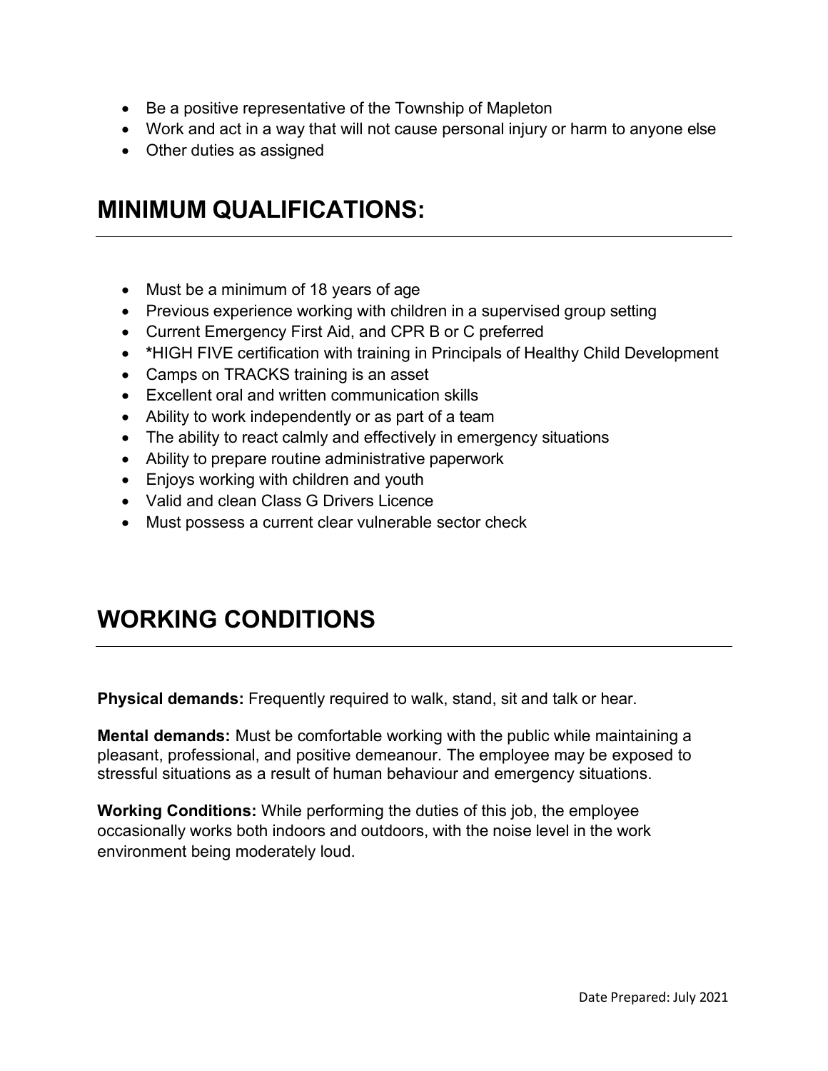- Be a positive representative of the Township of Mapleton
- Work and act in a way that will not cause personal injury or harm to anyone else
- Other duties as assigned

## MINIMUM QUALIFICATIONS:

- Must be a minimum of 18 years of age
- Previous experience working with children in a supervised group setting
- Current Emergency First Aid, and CPR B or C preferred
- **\***HIGH FIVE certification with training in Principals of Healthy Child Development
- Camps on TRACKS training is an asset
- Excellent oral and written communication skills
- Ability to work independently or as part of a team
- The ability to react calmly and effectively in emergency situations
- Ability to prepare routine administrative paperwork
- Enjoys working with children and youth
- Valid and clean Class G Drivers Licence
- Must possess a current clear vulnerable sector check

## WORKING CONDITIONS

**Physical demands:** Frequently required to walk, stand, sit and talk or hear.

**Mental demands:** Must be comfortable working with the public while maintaining a pleasant, professional, and positive demeanour. The employee may be exposed to stressful situations as a result of human behaviour and emergency situations.

**Working Conditions:** While performing the duties of this job, the employee occasionally works both indoors and outdoors, with the noise level in the work environment being moderately loud.

Date Prepared: July 2021